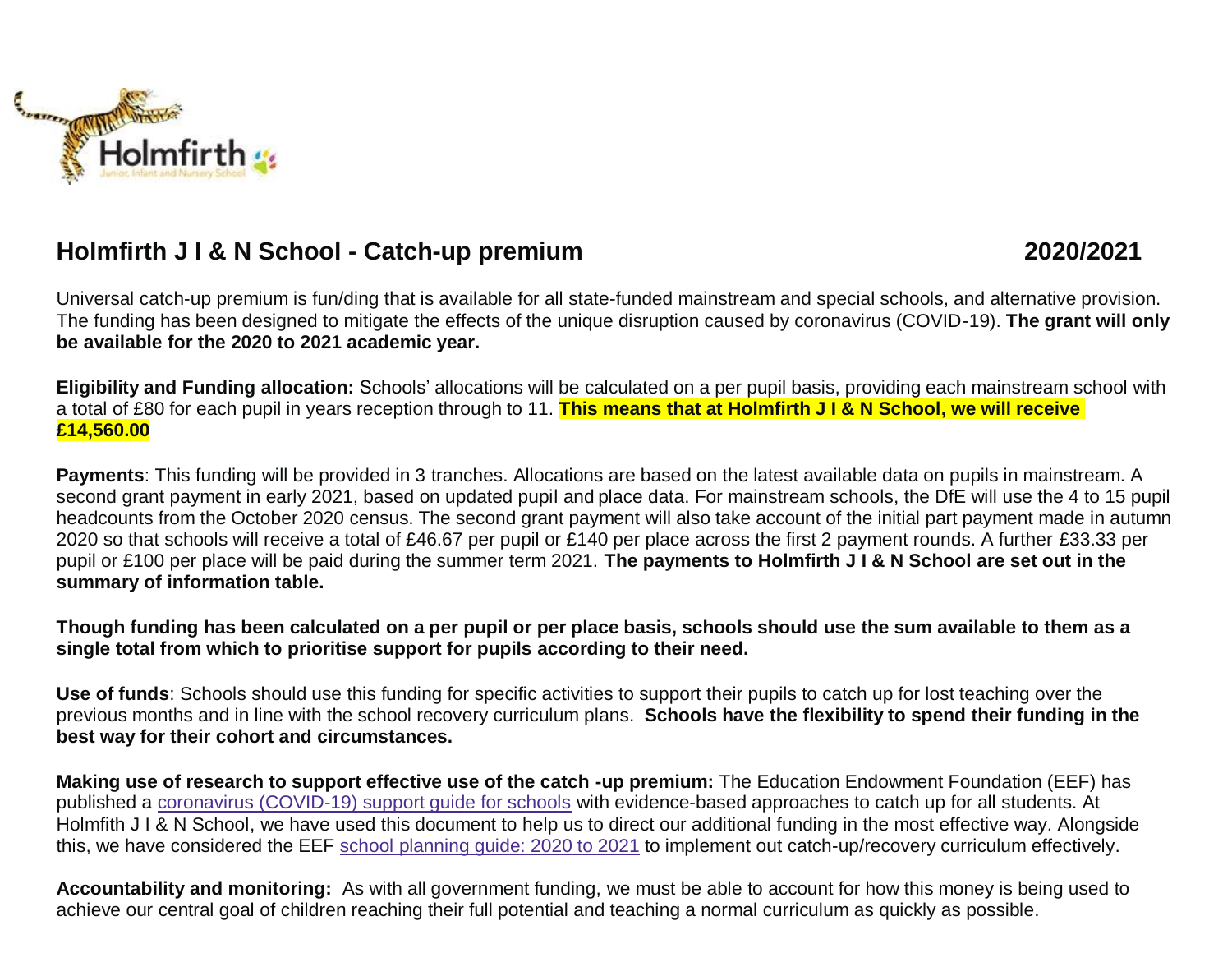# Holmfirth J I & N School - Catch-up premium 2020/2021

Universal catch-up premium is fun/ding that is available for all state-funded mainstream and special schools, and alternative provision. The funding has been designed to mitigate the effects of the unique disruption caused by coronavirus (COVID-19). **The grant will only be available for the 2020 to 2021 academic year.**

**Eligibility and Funding allocation:** Schools' allocations will be calculated on a per pupil basis, providing each mainstream school with a total of £80 for each pupil in years reception through to 11. **This means that at Holmfirth J I & N School, we will receive £14,560.00**

**Payments**: This funding will be provided in 3 tranches. Allocations are based on the latest available data on pupils in mainstream. A second grant payment in early 2021, based on updated pupil and place data. For mainstream schools, the DfE will use the 4 to 15 pupil headcounts from the October 2020 census. The second grant payment will also take account of the initial part payment made in autumn 2020 so that schools will receive a total of £46.67 per pupil or £140 per place across the first 2 payment rounds. A further £33.33 per pupil or £100 per place will be paid during the summer term 2021. **The payments to Holmfirth J I & N School are set out in the summary of information table.**

**Though funding has been calculated on a per pupil or per place basis, schools should use the sum available to them as a single total from which to prioritise support for pupils according to their need.**

**Use of funds**: Schools should use this funding for specific activities to support their pupils to catch up for lost teaching over the previous months and in line with the school recovery curriculum plans. **Schools have the flexibility to spend their funding in the best way for their cohort and circumstances.**

**Making use of research to support effective use of the catch -up premium:** The Education Endowment Foundation (EEF) has published a coronavirus (COVID-19) support guide for schools with evidence-based approaches to catch up for all students. At Holmfith J I & N School, we have used this document to help us to direct our additional funding in the most effective way. Alongside this, we have considered the EEF school planning guide: 2020 to 2021 to implement out catch-up/recovery curriculum effectively.

**Accountability and monitoring:** As with all government funding, we must be able to account for how this money is being used to achieve our central goal of children reaching their full potential and teaching a normal curriculum as quickly as possible.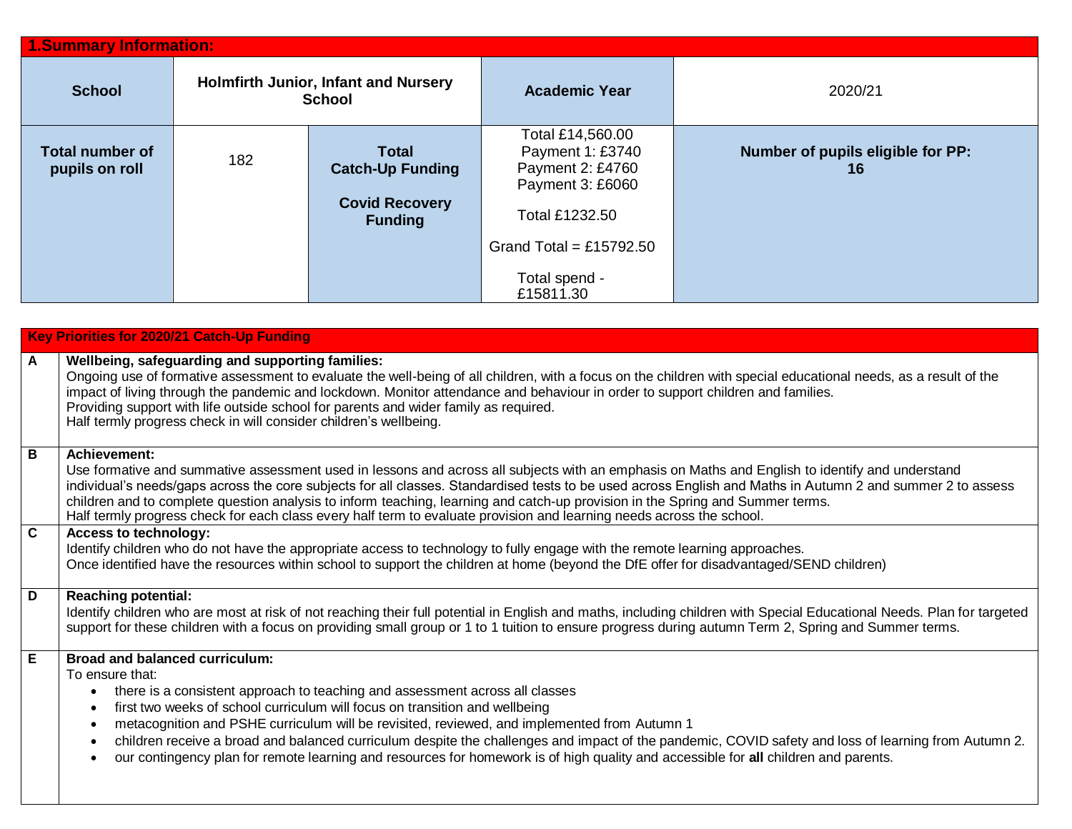## 1.Summary Information:

| School | Holmfirth Junior, Infant and Nursery School | | Academic Year | 2020/21 |
|---|---|---|---|---|
| Total number of pupils on roll | 182 | Total Catch-Up Funding<br><br>Covid Recovery Funding | Total £14,560.00<br>Payment 1: £3740<br>Payment 2: £4760<br>Payment 3: £6060<br><br>Total £1232.50<br><br>Grand Total = £15792.50<br><br>Total spend - £15811.30 | Number of pupils eligible for PP: 16 |

## Key Priorities for 2020/21 Catch-Up Funding

| | |
|---|---|
| A | **Wellbeing, safeguarding and supporting families:**<br>Ongoing use of formative assessment to evaluate the well-being of all children, with a focus on the children with special educational needs, as a result of the impact of living through the pandemic and lockdown. Monitor attendance and behaviour in order to support children and families.<br>Providing support with life outside school for parents and wider family as required.<br>Half termly progress check in will consider children's wellbeing. |
| B | **Achievement:**<br>Use formative and summative assessment used in lessons and across all subjects with an emphasis on Maths and English to identify and understand individual's needs/gaps across the core subjects for all classes. Standardised tests to be used across English and Maths in Autumn 2 and summer 2 to assess children and to complete question analysis to inform teaching, learning and catch-up provision in the Spring and Summer terms.<br>Half termly progress check for each class every half term to evaluate provision and learning needs across the school. |
| C | **Access to technology:**<br>Identify children who do not have the appropriate access to technology to fully engage with the remote learning approaches.<br>Once identified have the resources within school to support the children at home (beyond the DfE offer for disadvantaged/SEND children) |
| D | **Reaching potential:**<br>Identify children who are most at risk of not reaching their full potential in English and maths, including children with Special Educational Needs. Plan for targeted support for these children with a focus on providing small group or 1 to 1 tuition to ensure progress during autumn Term 2, Spring and Summer terms. |
| E | **Broad and balanced curriculum:**<br>To ensure that:<br>• there is a consistent approach to teaching and assessment across all classes<br>• first two weeks of school curriculum will focus on transition and wellbeing<br>• metacognition and PSHE curriculum will be revisited, reviewed, and implemented from Autumn 1<br>• children receive a broad and balanced curriculum despite the challenges and impact of the pandemic, COVID safety and loss of learning from Autumn 2.<br>• our contingency plan for remote learning and resources for homework is of high quality and accessible for **all** children and parents. |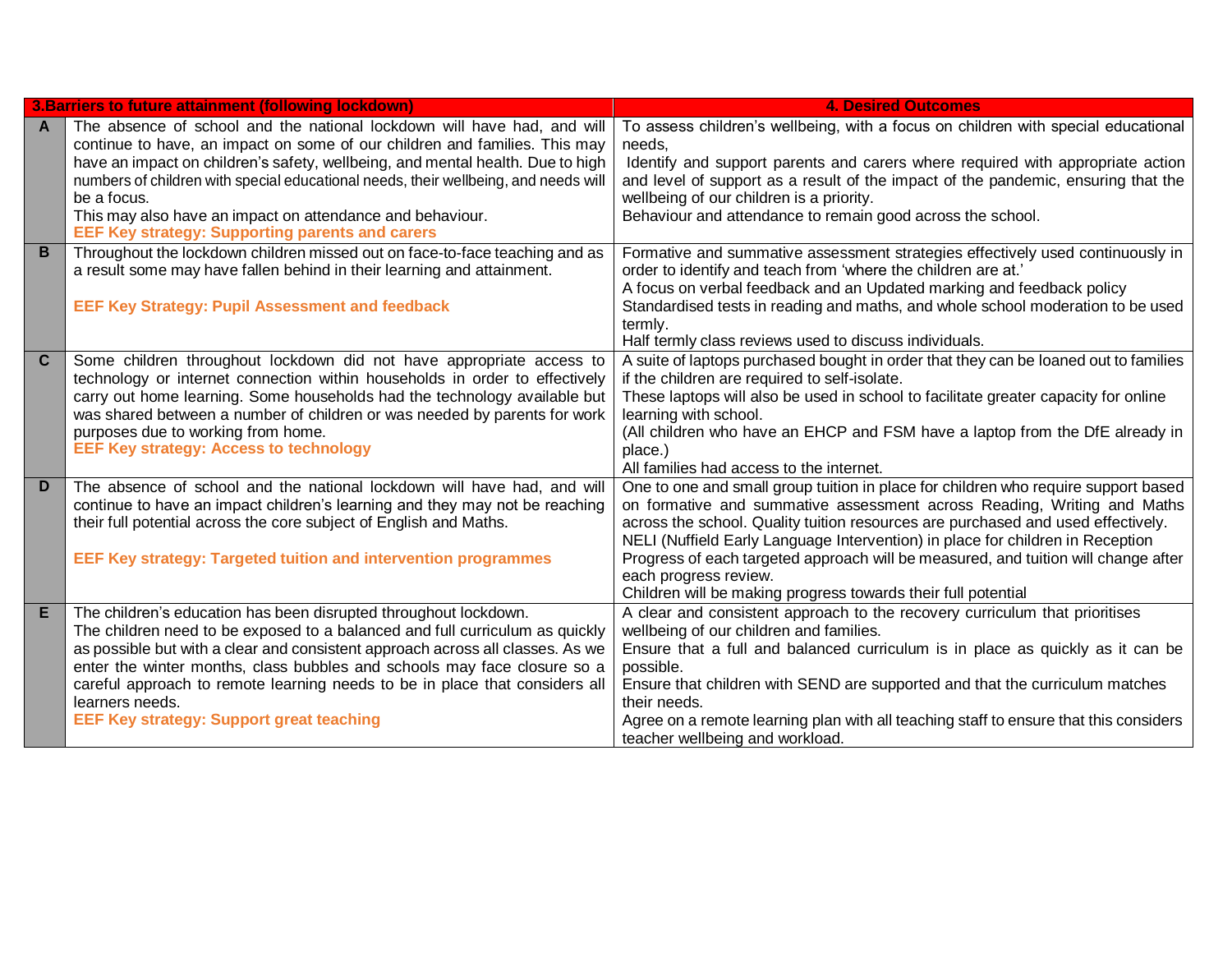| | 3.Barriers to future attainment (following lockdown) | 4. Desired Outcomes |
|---|---|---|
| **A** | The absence of school and the national lockdown will have had, and will continue to have, an impact on some of our children and families. This may have an impact on children's safety, wellbeing, and mental health. Due to high numbers of children with special educational needs, their wellbeing, and needs will be a focus.<br>This may also have an impact on attendance and behaviour.<br>**EEF Key strategy: Supporting parents and carers** | To assess children's wellbeing, with a focus on children with special educational needs,<br>Identify and support parents and carers where required with appropriate action and level of support as a result of the impact of the pandemic, ensuring that the wellbeing of our children is a priority.<br>Behaviour and attendance to remain good across the school. |
| **B** | Throughout the lockdown children missed out on face-to-face teaching and as a result some may have fallen behind in their learning and attainment.<br><br>**EEF Key Strategy: Pupil Assessment and feedback** | Formative and summative assessment strategies effectively used continuously in order to identify and teach from 'where the children are at.'<br>A focus on verbal feedback and an Updated marking and feedback policy<br>Standardised tests in reading and maths, and whole school moderation to be used termly.<br>Half termly class reviews used to discuss individuals. |
| **C** | Some children throughout lockdown did not have appropriate access to technology or internet connection within households in order to effectively carry out home learning. Some households had the technology available but was shared between a number of children or was needed by parents for work purposes due to working from home.<br>**EEF Key strategy: Access to technology** | A suite of laptops purchased bought in order that they can be loaned out to families if the children are required to self-isolate.<br>These laptops will also be used in school to facilitate greater capacity for online learning with school.<br>(All children who have an EHCP and FSM have a laptop from the DfE already in place.)<br>All families had access to the internet. |
| **D** | The absence of school and the national lockdown will have had, and will continue to have an impact children's learning and they may not be reaching their full potential across the core subject of English and Maths.<br><br>**EEF Key strategy: Targeted tuition and intervention programmes** | One to one and small group tuition in place for children who require support based on formative and summative assessment across Reading, Writing and Maths across the school. Quality tuition resources are purchased and used effectively.<br>NELI (Nuffield Early Language Intervention) in place for children in Reception<br>Progress of each targeted approach will be measured, and tuition will change after each progress review.<br>Children will be making progress towards their full potential |
| **E** | The children's education has been disrupted throughout lockdown.<br>The children need to be exposed to a balanced and full curriculum as quickly as possible but with a clear and consistent approach across all classes. As we enter the winter months, class bubbles and schools may face closure so a careful approach to remote learning needs to be in place that considers all learners needs.<br>**EEF Key strategy: Support great teaching** | A clear and consistent approach to the recovery curriculum that prioritises wellbeing of our children and families.<br>Ensure that a full and balanced curriculum is in place as quickly as it can be possible.<br>Ensure that children with SEND are supported and that the curriculum matches their needs.<br>Agree on a remote learning plan with all teaching staff to ensure that this considers teacher wellbeing and workload. |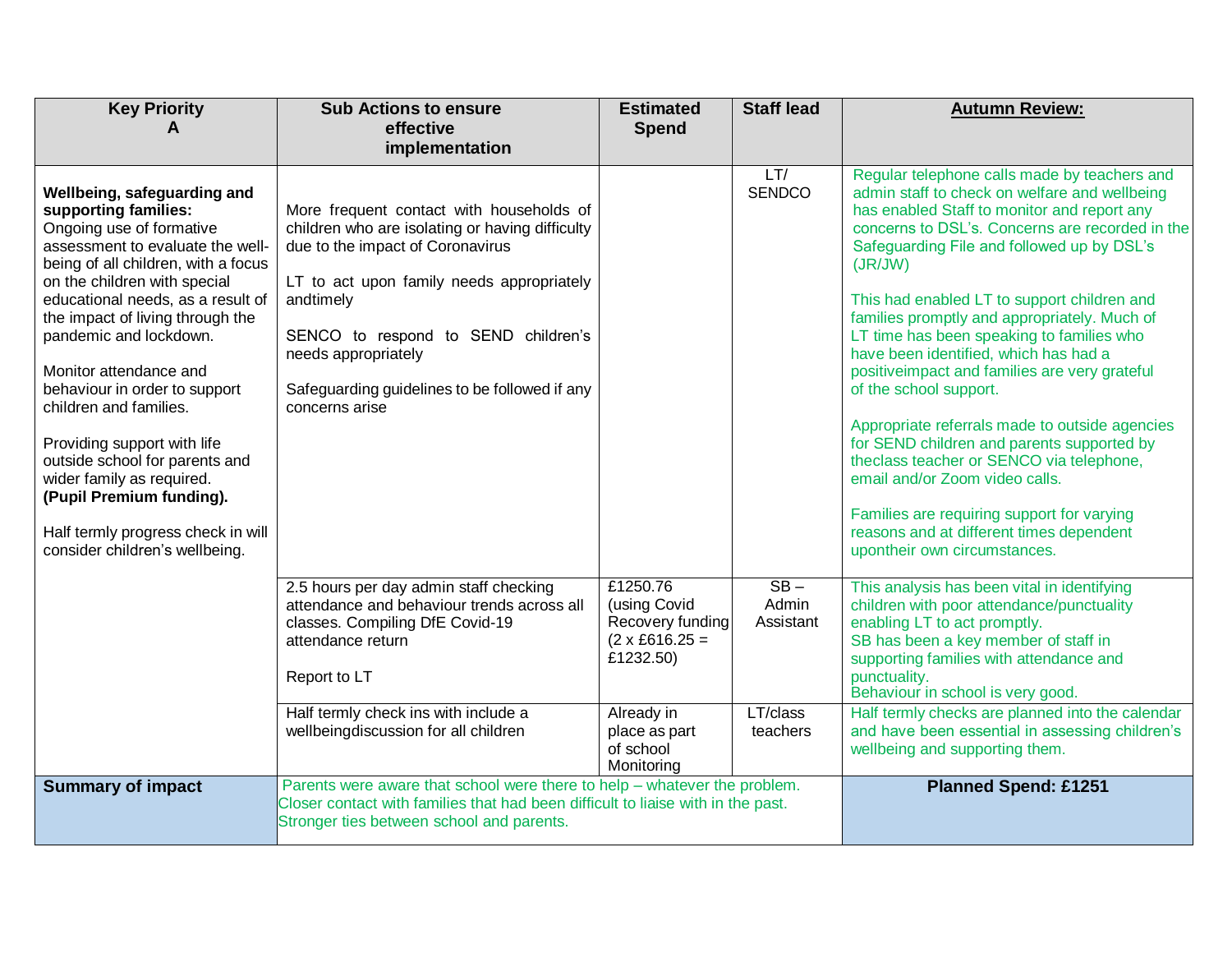| Key Priority A | Sub Actions to ensure effective implementation | Estimated Spend | Staff lead | Autumn Review: |
|---|---|---|---|---|
| **Wellbeing, safeguarding and supporting families:** Ongoing use of formative assessment to evaluate the well-being of all children, with a focus on the children with special educational needs, as a result of the impact of living through the pandemic and lockdown.<br><br>Monitor attendance and behaviour in order to support children and families.<br><br>Providing support with life outside school for parents and wider family as required. **(Pupil Premium funding).**<br><br>Half termly progress check in will consider children's wellbeing. | More frequent contact with households of children who are isolating or having difficulty due to the impact of Coronavirus<br><br>LT to act upon family needs appropriately andtimely<br><br>SENCO to respond to SEND children's needs appropriately<br><br>Safeguarding guidelines to be followed if any concerns arise | | LT/ SENDCO | Regular telephone calls made by teachers and admin staff to check on welfare and wellbeing has enabled Staff to monitor and report any concerns to DSL's. Concerns are recorded in the Safeguarding File and followed up by DSL's (JR/JW)<br><br>This had enabled LT to support children and families promptly and appropriately. Much of LT time has been speaking to families who have been identified, which has had a positiveimpact and families are very grateful of the school support.<br><br>Appropriate referrals made to outside agencies for SEND children and parents supported by theclass teacher or SENCO via telephone, email and/or Zoom video calls.<br><br>Families are requiring support for varying reasons and at different times dependent upontheir own circumstances. |
| | 2.5 hours per day admin staff checking attendance and behaviour trends across all classes. Compiling DfE Covid-19 attendance return<br><br>Report to LT | £1250.76 (using Covid Recovery funding (2 x £616.25 = £1232.50) | SB – Admin Assistant | This analysis has been vital in identifying children with poor attendance/punctuality enabling LT to act promptly.<br>SB has been a key member of staff in supporting families with attendance and punctuality.<br>Behaviour in school is very good. |
| | Half termly check ins with include a wellbeingdiscussion for all children | Already in place as part of school Monitoring | LT/class teachers | Half termly checks are planned into the calendar and have been essential in assessing children's wellbeing and supporting them. |
| **Summary of impact** | Parents were aware that school were there to help – whatever the problem.<br>Closer contact with families that had been difficult to liaise with in the past.<br>Stronger ties between school and parents. | | | **Planned Spend: £1251** |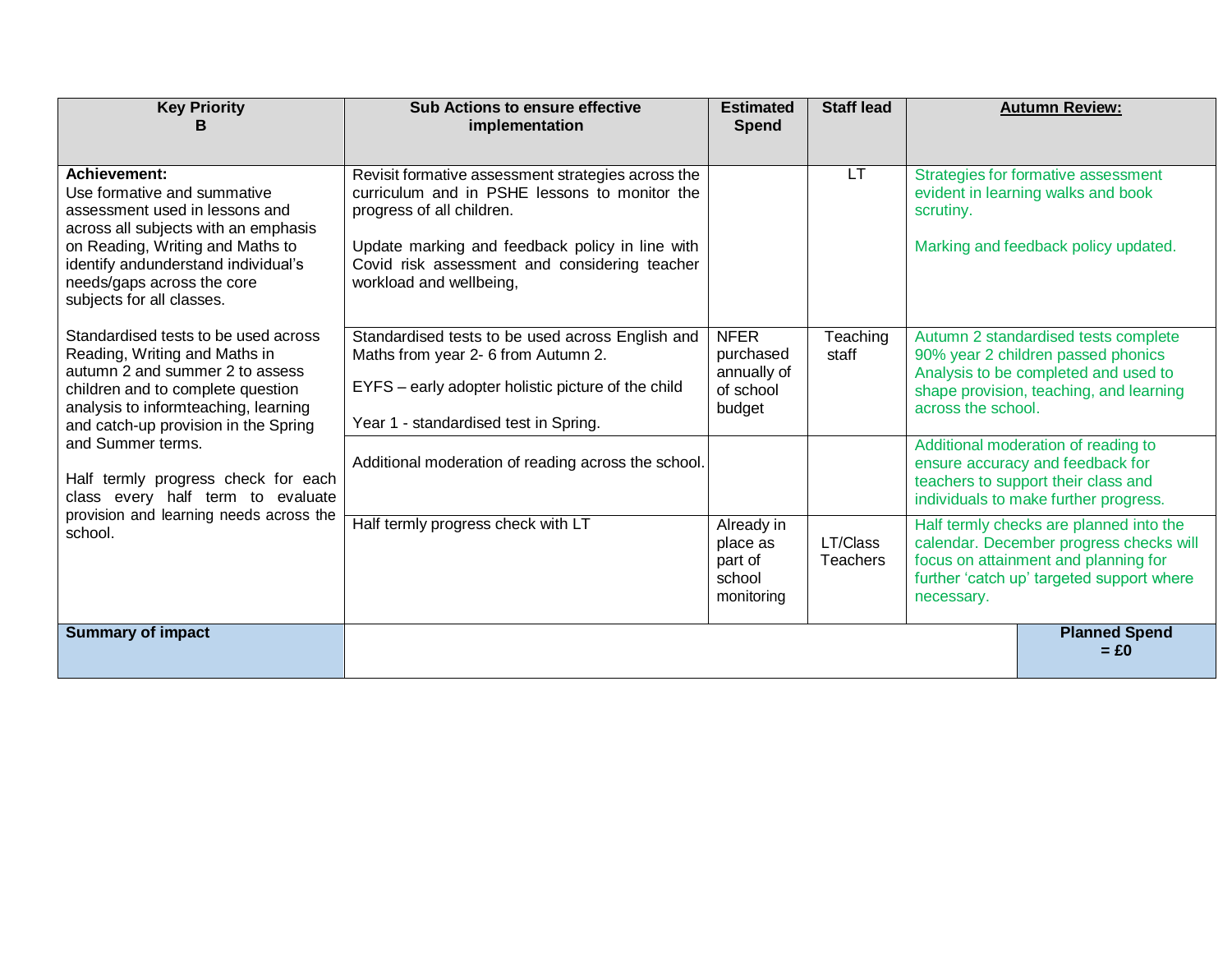| Key Priority B | Sub Actions to ensure effective implementation | Estimated Spend | Staff lead | Autumn Review: |
|---|---|---|---|---|
| **Achievement:**<br>Use formative and summative assessment used in lessons and across all subjects with an emphasis on Reading, Writing and Maths to identify andunderstand individual's needs/gaps across the core subjects for all classes.<br><br>Standardised tests to be used across Reading, Writing and Maths in autumn 2 and summer 2 to assess children and to complete question analysis to informteaching, learning and catch-up provision in the Spring and Summer terms.<br><br>Half termly progress check for each class every half term to evaluate provision and learning needs across the school. | Revisit formative assessment strategies across the curriculum and in PSHE lessons to monitor the progress of all children.<br><br>Update marking and feedback policy in line with Covid risk assessment and considering teacher workload and wellbeing, | | LT | Strategies for formative assessment evident in learning walks and book scrutiny.<br><br>Marking and feedback policy updated. |
| | Standardised tests to be used across English and Maths from year 2- 6 from Autumn 2.<br><br>EYFS – early adopter holistic picture of the child<br><br>Year 1 - standardised test in Spring. | NFER purchased annually of of school budget | Teaching staff | Autumn 2 standardised tests complete 90% year 2 children passed phonics Analysis to be completed and used to shape provision, teaching, and learning across the school. |
| | Additional moderation of reading across the school. | | | Additional moderation of reading to ensure accuracy and feedback for teachers to support their class and individuals to make further progress. |
| | Half termly progress check with LT | Already in place as part of school monitoring | LT/Class Teachers | Half termly checks are planned into the calendar. December progress checks will focus on attainment and planning for further 'catch up' targeted support where necessary. |
| **Summary of impact** | | | | **Planned Spend = £0** |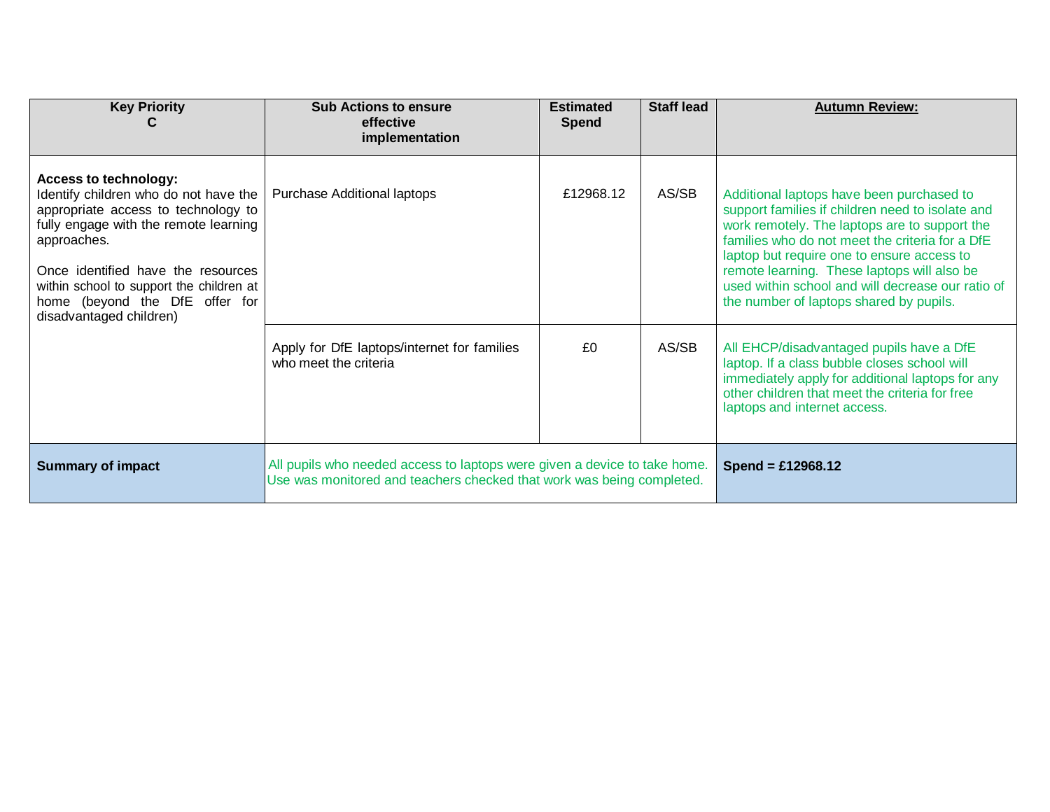| Key Priority C | Sub Actions to ensure effective implementation | Estimated Spend | Staff lead | Autumn Review: |
|---|---|---|---|---|
| **Access to technology:** Identify children who do not have the appropriate access to technology to fully engage with the remote learning approaches. Once identified have the resources within school to support the children at home (beyond the DfE offer for disadvantaged children) | Purchase Additional laptops | £12968.12 | AS/SB | Additional laptops have been purchased to support families if children need to isolate and work remotely. The laptops are to support the families who do not meet the criteria for a DfE laptop but require one to ensure access to remote learning. These laptops will also be used within school and will decrease our ratio of the number of laptops shared by pupils. |
| | Apply for DfE laptops/internet for families who meet the criteria | £0 | AS/SB | All EHCP/disadvantaged pupils have a DfE laptop. If a class bubble closes school will immediately apply for additional laptops for any other children that meet the criteria for free laptops and internet access. |
| **Summary of impact** | All pupils who needed access to laptops were given a device to take home. Use was monitored and teachers checked that work was being completed. | | | **Spend = £12968.12** |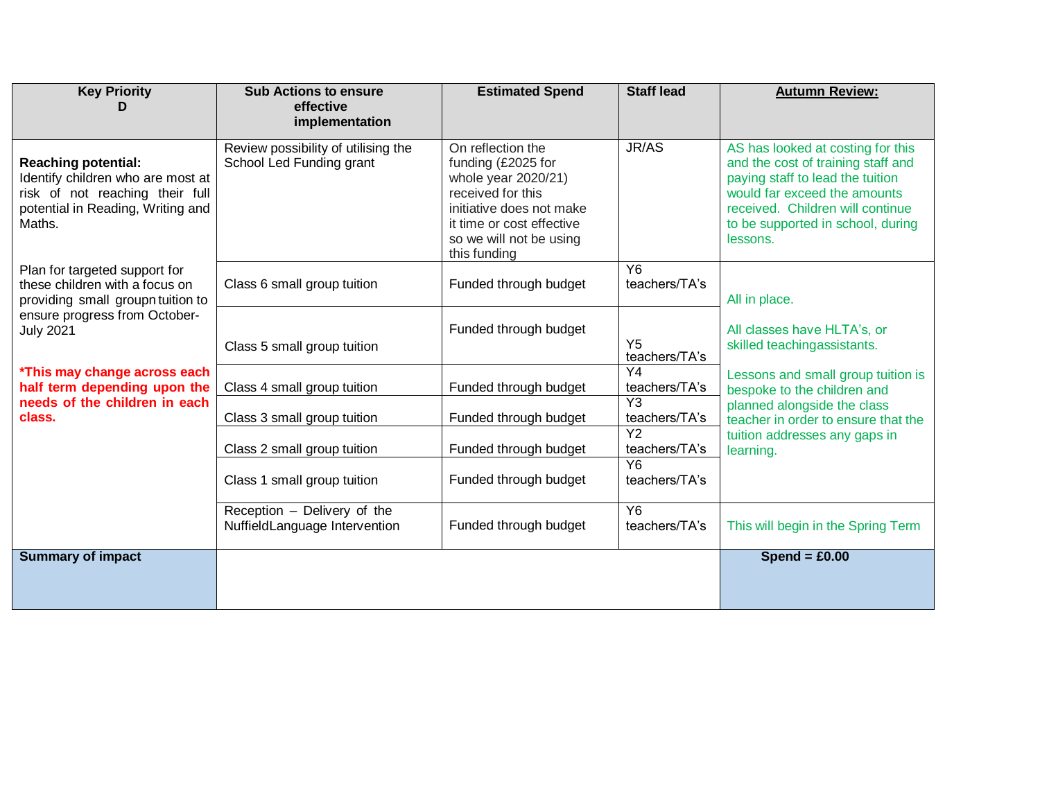| Key Priority D | Sub Actions to ensure effective implementation | Estimated Spend | Staff lead | Autumn Review: |
|---|---|---|---|---|
| **Reaching potential:** Identify children who are most at risk of not reaching their full potential in Reading, Writing and Maths. | Review possibility of utilising the School Led Funding grant | On reflection the funding (£2025 for whole year 2020/21) received for this initiative does not make it time or cost effective so we will not be using this funding | JR/AS | AS has looked at costing for this and the cost of training staff and paying staff to lead the tuition would far exceed the amounts received. Children will continue to be supported in school, during lessons. |
| Plan for targeted support for these children with a focus on providing small groupn tuition to ensure progress from October-July 2021 | Class 6 small group tuition | Funded through budget | Y6 teachers/TA's | All in place. All classes have HLTA's, or skilled teachingassistants. Lessons and small group tuition is bespoke to the children and planned alongside the class teacher in order to ensure that the tuition addresses any gaps in learning. |
| **\*This may change across each half term depending upon the needs of the children in each class.** | Class 5 small group tuition | Funded through budget | Y5 teachers/TA's | |
| | Class 4 small group tuition | Funded through budget | Y4 teachers/TA's | |
| | Class 3 small group tuition | Funded through budget | Y3 teachers/TA's | |
| | Class 2 small group tuition | Funded through budget | Y2 teachers/TA's | |
| | Class 1 small group tuition | Funded through budget | Y6 teachers/TA's | |
| | Reception – Delivery of the NuffieldLanguage Intervention | Funded through budget | Y6 teachers/TA's | This will begin in the Spring Term |
| **Summary of impact** | | | | **Spend = £0.00** |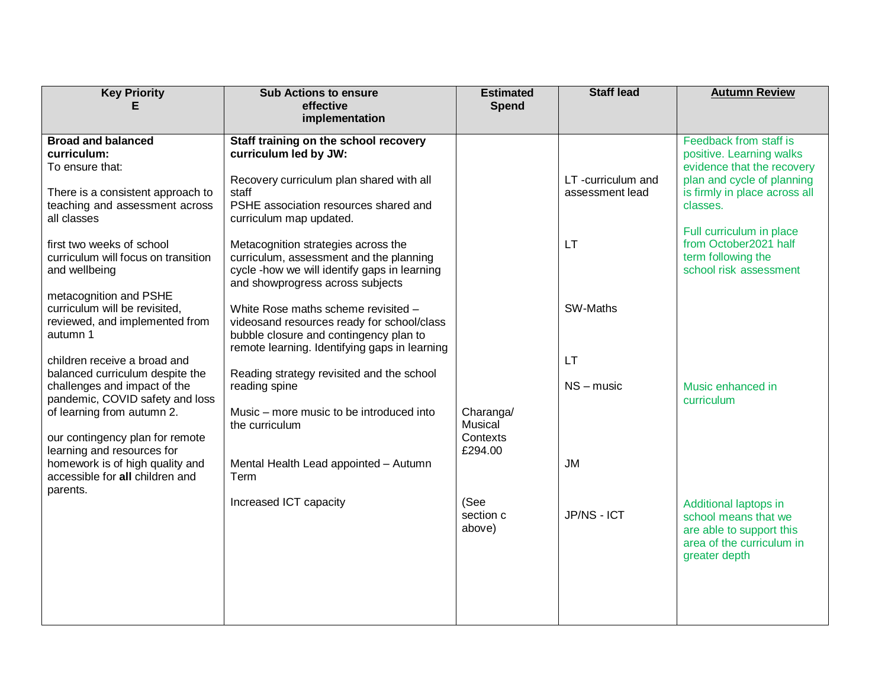| Key Priority<br>E | Sub Actions to ensure effective implementation | Estimated Spend | Staff lead | Autumn Review |
|---|---|---|---|---|
| **Broad and balanced curriculum:**<br>To ensure that:<br><br>There is a consistent approach to teaching and assessment across all classes<br><br>first two weeks of school curriculum will focus on transition and wellbeing<br><br>metacognition and PSHE curriculum will be revisited, reviewed, and implemented from autumn 1<br><br>children receive a broad and balanced curriculum despite the challenges and impact of the pandemic, COVID safety and loss of learning from autumn 2.<br><br>our contingency plan for remote learning and resources for homework is of high quality and accessible for **all** children and parents. | **Staff training on the school recovery curriculum led by JW:**<br><br>Recovery curriculum plan shared with all staff<br>PSHE association resources shared and curriculum map updated.<br><br>Metacognition strategies across the curriculum, assessment and the planning cycle -how we will identify gaps in learning and showprogress across subjects<br><br>White Rose maths scheme revisited – videosand resources ready for school/class bubble closure and contingency plan to remote learning. Identifying gaps in learning<br><br>Reading strategy revisited and the school reading spine<br><br>Music – more music to be introduced into the curriculum<br><br>Mental Health Lead appointed – Autumn Term<br><br>Increased ICT capacity | Charanga/ Musical Contexts £294.00<br><br>(See section c above) | LT -curriculum and assessment lead<br><br>LT<br><br>SW-Maths<br><br>LT<br><br>NS – music<br><br>JM<br><br>JP/NS - ICT | Feedback from staff is positive. Learning walks evidence that the recovery plan and cycle of planning is firmly in place across all classes.<br><br>Full curriculum in place from October2021 half term following the school risk assessment<br><br>Music enhanced in curriculum<br><br>Additional laptops in school means that we are able to support this area of the curriculum in greater depth |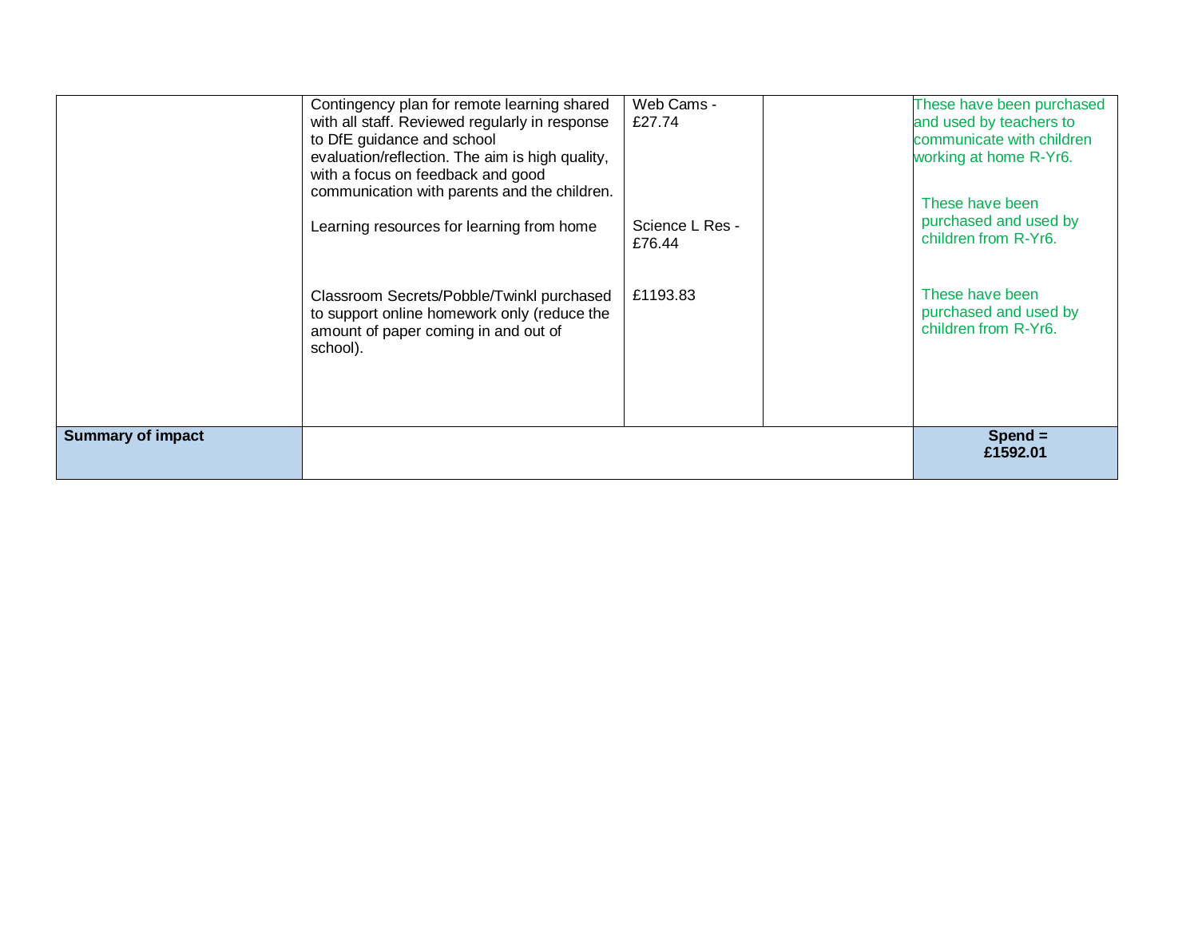| | | | | |
|---|---|---|---|---|
| | Contingency plan for remote learning shared with all staff. Reviewed regularly in response to DfE guidance and school evaluation/reflection. The aim is high quality, with a focus on feedback and good communication with parents and the children. | Web Cams - £27.74 | | These have been purchased and used by teachers to communicate with children working at home R-Yr6. |
| | Learning resources for learning from home | Science L Res - £76.44 | | These have been purchased and used by children from R-Yr6. |
| | Classroom Secrets/Pobble/Twinkl purchased to support online homework only (reduce the amount of paper coming in and out of school). | £1193.83 | | These have been purchased and used by children from R-Yr6. |
| **Summary of impact** | | | | **Spend = £1592.01** |